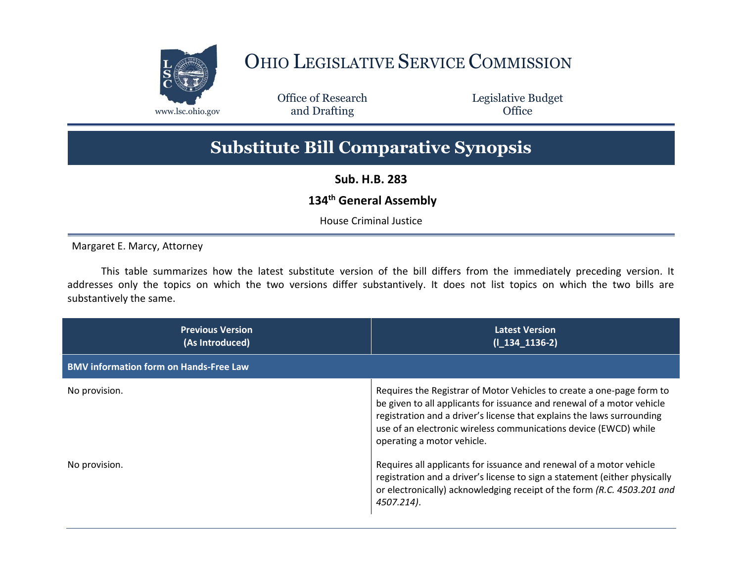# Ohio Legislative Service Commission

www.lsc.ohio.gov

Office of Research and Drafting

Legislative Budget Office

# Substitute Bill Comparative Synopsis

**Sub. H.B. 283**

**134th General Assembly**

House Criminal Justice

Margaret E. Marcy, Attorney

This table summarizes how the latest substitute version of the bill differs from the immediately preceding version. It addresses only the topics on which the two versions differ substantively. It does not list topics on which the two bills are substantively the same.

| Previous Version (As Introduced) | Latest Version (I_134_1136-2) |
|---|---|
| **BMV information form on Hands-Free Law** | |
| No provision. | Requires the Registrar of Motor Vehicles to create a one-page form to be given to all applicants for issuance and renewal of a motor vehicle registration and a driver's license that explains the laws surrounding use of an electronic wireless communications device (EWCD) while operating a motor vehicle. |
| No provision. | Requires all applicants for issuance and renewal of a motor vehicle registration and a driver's license to sign a statement (either physically or electronically) acknowledging receipt of the form *(R.C. 4503.201 and 4507.214)*. |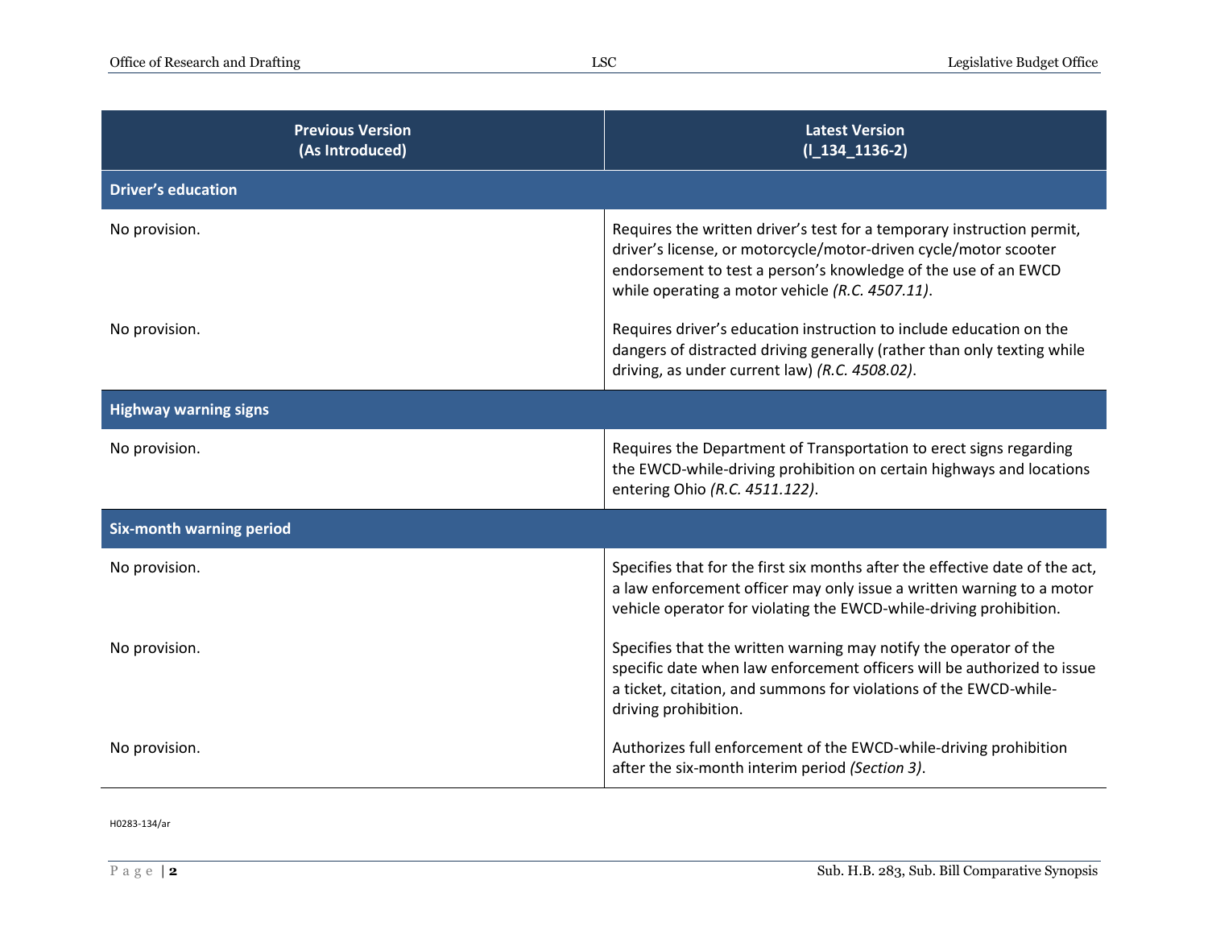| Previous Version (As Introduced) | Latest Version (l_134_1136-2) |
| --- | --- |
| **Driver's education** | |
| No provision. | Requires the written driver's test for a temporary instruction permit, driver's license, or motorcycle/motor-driven cycle/motor scooter endorsement to test a person's knowledge of the use of an EWCD while operating a motor vehicle *(R.C. 4507.11)*. |
| No provision. | Requires driver's education instruction to include education on the dangers of distracted driving generally (rather than only texting while driving, as under current law) *(R.C. 4508.02)*. |
| **Highway warning signs** | |
| No provision. | Requires the Department of Transportation to erect signs regarding the EWCD-while-driving prohibition on certain highways and locations entering Ohio *(R.C. 4511.122)*. |
| **Six-month warning period** | |
| No provision. | Specifies that for the first six months after the effective date of the act, a law enforcement officer may only issue a written warning to a motor vehicle operator for violating the EWCD-while-driving prohibition. |
| No provision. | Specifies that the written warning may notify the operator of the specific date when law enforcement officers will be authorized to issue a ticket, citation, and summons for violations of the EWCD-while-driving prohibition. |
| No provision. | Authorizes full enforcement of the EWCD-while-driving prohibition after the six-month interim period *(Section 3)*. |

H0283-134/ar